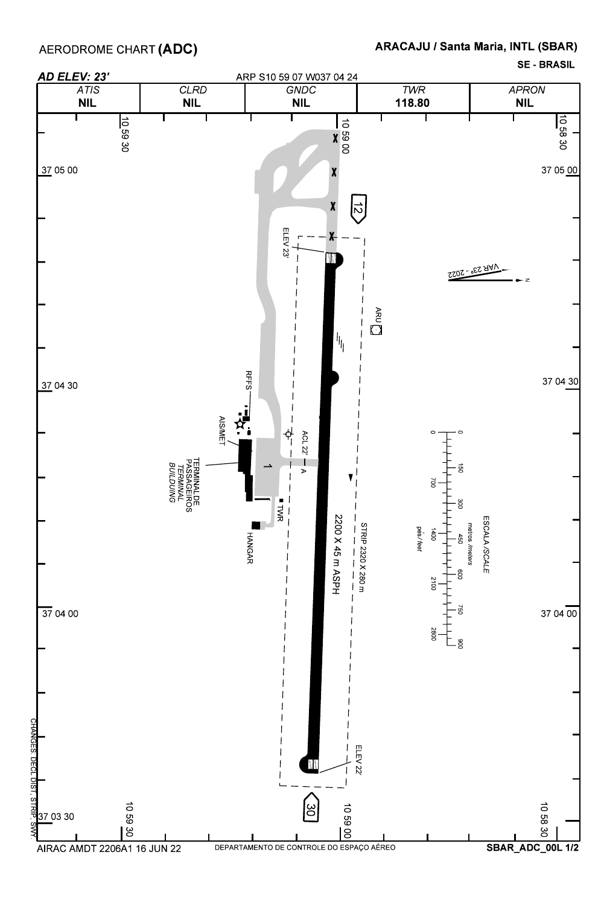# AERODROME CHART (ADC)

## ARACAJU / Santa Maria, INTL (SBAR)

SE - BRASIL

*AD ELEV: 23'*

ARP S10 59 07 W037 04 24

| *ATIS* | *CLRD* | *GNDC* | *TWR* | *APRON* |
|---|---|---|---|---|
| **NIL** | **NIL** | **NIL** | **118.80** | **NIL** |

10 59 30

10 59 00

10 58 30

37 05 00

37 04 30

37 04 00

37 03 30

12

30

ELEV 23'

ELEV 22'

VAR 23° - 2022

N

ARU

RFFS

AIS/MET

TERMINAL DE PASSAGEIROS

*TERMINAL BUILDING*

1

ACL 22'

A

TWR

HANGAR

2200 X 45 m ASPH

STRIP 2320 X 280 m

ESCALA /*SCALE*

metros /*meters*: 0, 150, 300, 450, 600, 750, 900

pés/*feet*: 0, 700, 1400, 2100, 2800

CHANGES: DECL DIST, STRIP, SWY.

AIRAC AMDT 2206A1 16 JUN 22

DEPARTAMENTO DE CONTROLE DO ESPAÇO AÉREO

SBAR_ADC_00L 1/2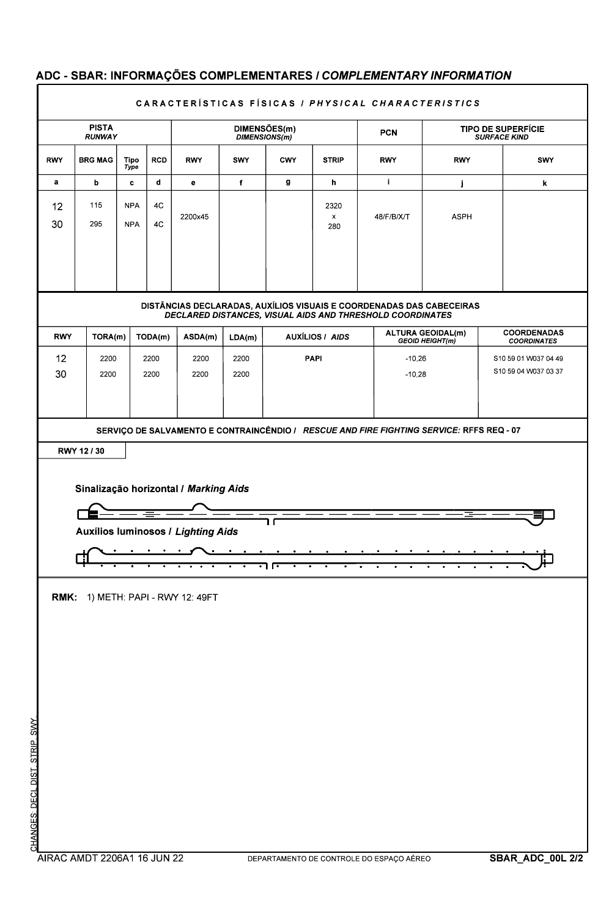## ADC - SBAR: INFORMAÇÕES COMPLEMENTARES / *COMPLEMENTARY INFORMATION*

**CARACTERÍSTICAS FÍSICAS / *PHYSICAL CHARACTERISTICS***

| PISTA *RUNWAY* | | | | DIMENSÕES(m) *DIMENSIONS(m)* | | | | PCN | TIPO DE SUPERFÍCIE *SURFACE KIND* | |
|---|---|---|---|---|---|---|---|---|---|---|
| RWY | BRG MAG | Tipo *Type* | RCD | RWY | SWY | CWY | STRIP | RWY | RWY | SWY |
| a | b | c | d | e | f | g | h | i | j | k |
| 12 | 115 | NPA | 4C | 2200x45 | | | 2320 x 280 | 48/F/B/X/T | ASPH | |
| 30 | 295 | NPA | 4C | | | | | | | |

**DISTÂNCIAS DECLARADAS, AUXÍLIOS VISUAIS E COORDENADAS DAS CABECEIRAS**
***DECLARED DISTANCES, VISUAL AIDS AND THRESHOLD COORDINATES***

| RWY | TORA(m) | TODA(m) | ASDA(m) | LDA(m) | AUXÍLIOS / *AIDS* | ALTURA GEOIDAL(m) *GEOID HEIGHT(m)* | COORDENADAS *COORDINATES* |
|---|---|---|---|---|---|---|---|
| 12 | 2200 | 2200 | 2200 | 2200 | PAPI | -10,26 | S10 59 01 W037 04 49 |
| 30 | 2200 | 2200 | 2200 | 2200 | | -10,28 | S10 59 04 W037 03 37 |

**SERVIÇO DE SALVAMENTO E CONTRAINCÊNDIO / *RESCUE AND FIRE FIGHTING SERVICE:* RFFS REQ - 07**

**RWY 12 / 30**

**Sinalização horizontal / *Marking Aids***

**Auxílios luminosos / *Lighting Aids***

**RMK:** 1) METH: PAPI - RWY 12: 49FT

CHANGES: DECL DIST, STRIP, SWY.

AIRAC AMDT 2206A1 16 JUN 22

DEPARTAMENTO DE CONTROLE DO ESPAÇO AÉREO

**SBAR_ADC_00L**